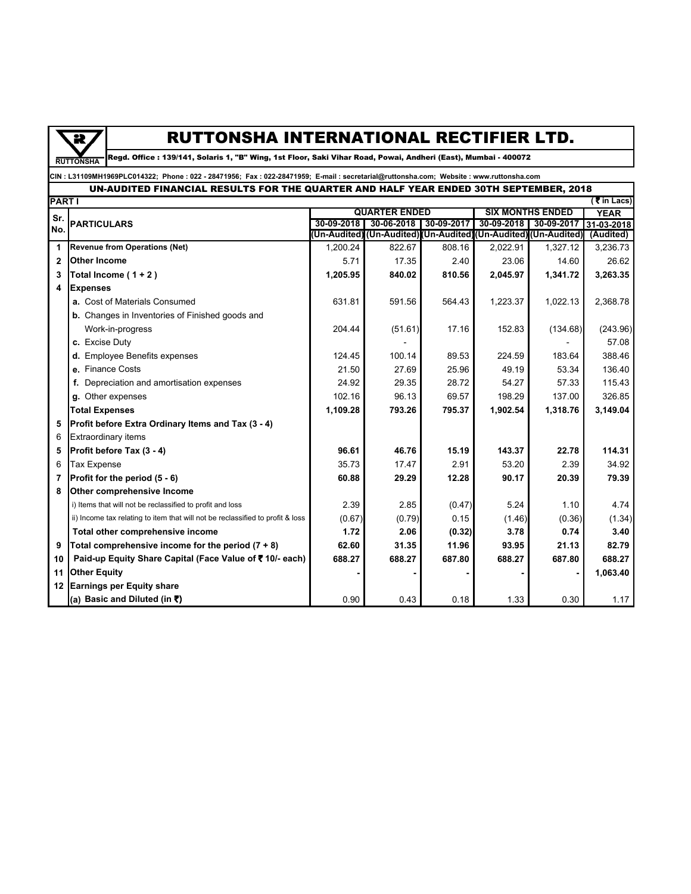# RUTTONSHA INTERNATIONAL RECTIFIER LTD.

RUTTONSHA Regd. Office : 139/141, Solaris 1, "B" Wing, 1st Floor, Saki Vihar Road, Powai, Andheri (East), Mumbai - 400072

CIN : L31109MH1969PLC014322; Phone : 022 - 28471956; Fax : 022-28471959; E-mail : secretarial@ruttonsha.com; Website : www.ruttonsha.com

## UN-AUDITED FINANCIAL RESULTS FOR THE QUARTER AND HALF YEAR ENDED 30TH SEPTEMBER, 2018

PART I (₹ in Lacs)

| Sr. No. | PARTICULARS | QUARTER ENDED | | | SIX MONTHS ENDED | | YEAR |
|---|---|---|---|---|---|---|---|
| | | 30-09-2018 | 30-06-2018 | 30-09-2017 | 30-09-2018 | 30-09-2017 | 31-03-2018 |
| | | (Un-Audited) | (Un-Audited) | (Un-Audited) | (Un-Audited) | (Un-Audited) | (Audited) |
| 1 | **Revenue from Operations (Net)** | 1,200.24 | 822.67 | 808.16 | 2,022.91 | 1,327.12 | 3,236.73 |
| 2 | **Other Income** | 5.71 | 17.35 | 2.40 | 23.06 | 14.60 | 26.62 |
| 3 | **Total Income ( 1 + 2 )** | **1,205.95** | **840.02** | **810.56** | **2,045.97** | **1,341.72** | **3,263.35** |
| 4 | **Expenses** | | | | | | |
| | **a.** Cost of Materials Consumed | 631.81 | 591.56 | 564.43 | 1,223.37 | 1,022.13 | 2,368.78 |
| | **b.** Changes in Inventories of Finished goods and Work-in-progress | 204.44 | (51.61) | 17.16 | 152.83 | (134.68) | (243.96) |
| | **c.** Excise Duty | | - | | | - | 57.08 |
| | **d.** Employee Benefits expenses | 124.45 | 100.14 | 89.53 | 224.59 | 183.64 | 388.46 |
| | **e.** Finance Costs | 21.50 | 27.69 | 25.96 | 49.19 | 53.34 | 136.40 |
| | **f.** Depreciation and amortisation expenses | 24.92 | 29.35 | 28.72 | 54.27 | 57.33 | 115.43 |
| | **g.** Other expenses | 102.16 | 96.13 | 69.57 | 198.29 | 137.00 | 326.85 |
| | **Total Expenses** | **1,109.28** | **793.26** | **795.37** | **1,902.54** | **1,318.76** | **3,149.04** |
| 5 | **Profit before Extra Ordinary Items and Tax (3 - 4)** | | | | | | |
| 6 | Extraordinary items | | | | | | |
| 5 | **Profit before Tax (3 - 4)** | **96.61** | **46.76** | **15.19** | **143.37** | **22.78** | **114.31** |
| 6 | Tax Expense | 35.73 | 17.47 | 2.91 | 53.20 | 2.39 | 34.92 |
| 7 | **Profit for the period (5 - 6)** | **60.88** | **29.29** | **12.28** | **90.17** | **20.39** | **79.39** |
| 8 | **Other comprehensive Income** | | | | | | |
| | i) Items that will not be reclassified to profit and loss | 2.39 | 2.85 | (0.47) | 5.24 | 1.10 | 4.74 |
| | ii) Income tax relating to item that will not be reclassified to profit & loss | (0.67) | (0.79) | 0.15 | (1.46) | (0.36) | (1.34) |
| | **Total other comprehensive income** | **1.72** | **2.06** | **(0.32)** | **3.78** | **0.74** | **3.40** |
| 9 | **Total comprehensive income for the period (7 + 8)** | **62.60** | **31.35** | **11.96** | **93.95** | **21.13** | **82.79** |
| 10 | **Paid-up Equity Share Capital (Face Value of ₹ 10/- each)** | **688.27** | **688.27** | **687.80** | **688.27** | **687.80** | **688.27** |
| 11 | **Other Equity** | **-** | **-** | **-** | **-** | **-** | **1,063.40** |
| 12 | **Earnings per Equity share** | | | | | | |
| | **(a) Basic and Diluted (in ₹)** | 0.90 | 0.43 | 0.18 | 1.33 | 0.30 | 1.17 |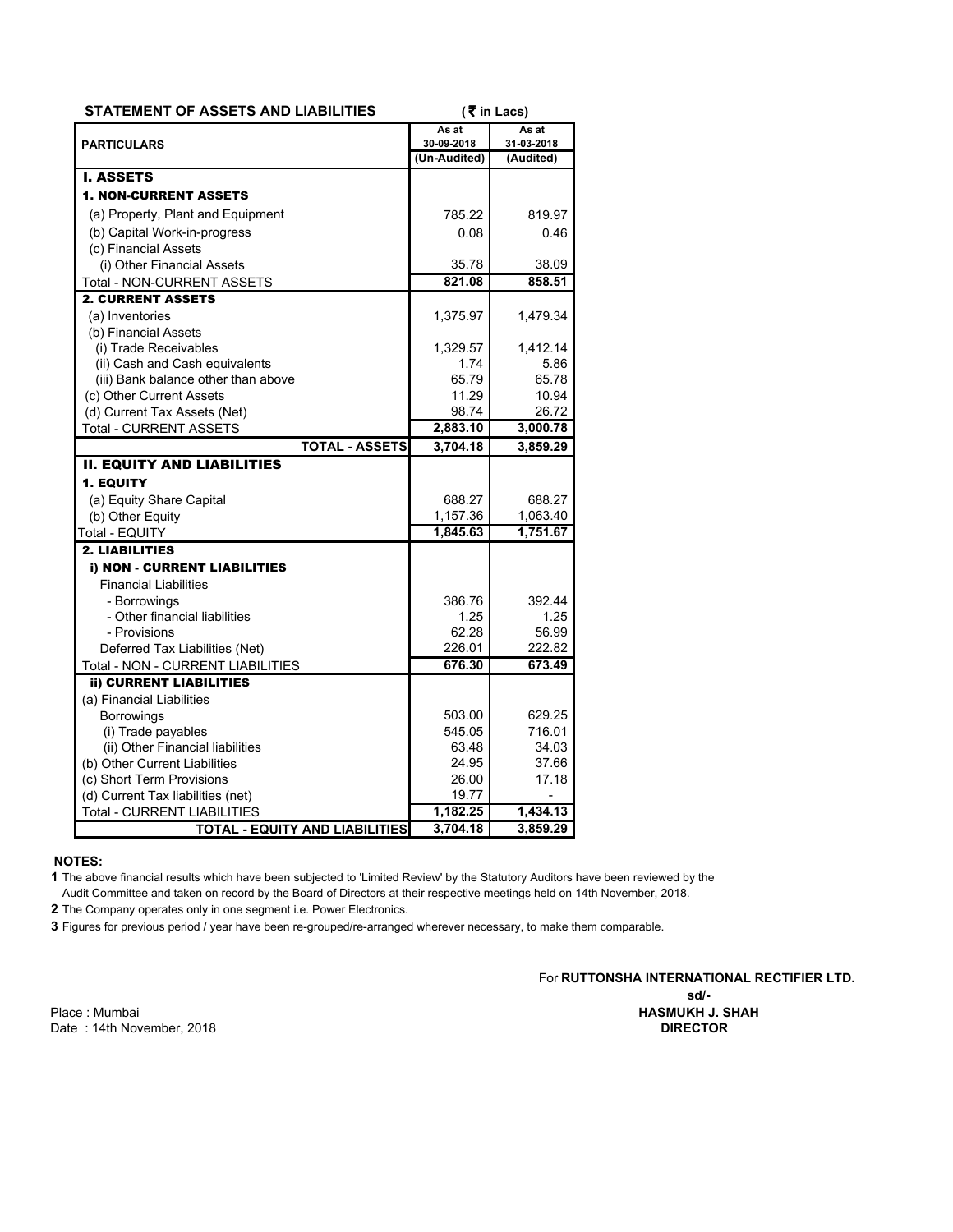## STATEMENT OF ASSETS AND LIABILITIES

(₹ in Lacs)

| PARTICULARS | As at 30-09-2018 (Un-Audited) | As at 31-03-2018 (Audited) |
|---|---|---|
| **I. ASSETS** | | |
| **1. NON-CURRENT ASSETS** | | |
| (a) Property, Plant and Equipment | 785.22 | 819.97 |
| (b) Capital Work-in-progress | 0.08 | 0.46 |
| (c) Financial Assets | | |
| (i) Other Financial Assets | 35.78 | 38.09 |
| Total - NON-CURRENT ASSETS | **821.08** | **858.51** |
| **2. CURRENT ASSETS** | | |
| (a) Inventories | 1,375.97 | 1,479.34 |
| (b) Financial Assets | | |
| (i) Trade Receivables | 1,329.57 | 1,412.14 |
| (ii) Cash and Cash equivalents | 1.74 | 5.86 |
| (iii) Bank balance other than above | 65.79 | 65.78 |
| (c) Other Current Assets | 11.29 | 10.94 |
| (d) Current Tax Assets (Net) | 98.74 | 26.72 |
| Total - CURRENT ASSETS | **2,883.10** | **3,000.78** |
| **TOTAL - ASSETS** | **3,704.18** | **3,859.29** |
| **II. EQUITY AND LIABILITIES** | | |
| **1. EQUITY** | | |
| (a) Equity Share Capital | 688.27 | 688.27 |
| (b) Other Equity | 1,157.36 | 1,063.40 |
| Total - EQUITY | **1,845.63** | **1,751.67** |
| **2. LIABILITIES** | | |
| **i) NON - CURRENT LIABILITIES** | | |
| Financial Liabilities | | |
| - Borrowings | 386.76 | 392.44 |
| - Other financial liabilities | 1.25 | 1.25 |
| - Provisions | 62.28 | 56.99 |
| Deferred Tax Liabilities (Net) | 226.01 | 222.82 |
| Total - NON - CURRENT LIABILITIES | **676.30** | **673.49** |
| **ii) CURRENT LIABILITIES** | | |
| (a) Financial Liabilities | | |
| Borrowings | 503.00 | 629.25 |
| (i) Trade payables | 545.05 | 716.01 |
| (ii) Other Financial liabilities | 63.48 | 34.03 |
| (b) Other Current Liabilities | 24.95 | 37.66 |
| (c) Short Term Provisions | 26.00 | 17.18 |
| (d) Current Tax liabilities (net) | 19.77 | - |
| Total - CURRENT LIABILITIES | **1,182.25** | **1,434.13** |
| **TOTAL - EQUITY AND LIABILITIES** | **3,704.18** | **3,859.29** |

**NOTES:**

1. The above financial results which have been subjected to 'Limited Review' by the Statutory Auditors have been reviewed by the Audit Committee and taken on record by the Board of Directors at their respective meetings held on 14th November, 2018.
2. The Company operates only in one segment i.e. Power Electronics.
3. Figures for previous period / year have been re-grouped/re-arranged wherever necessary, to make them comparable.

For **RUTTONSHA INTERNATIONAL RECTIFIER LTD.**

**sd/-**

**HASMUKH J. SHAH**

**DIRECTOR**

Place : Mumbai

Date : 14th November, 2018